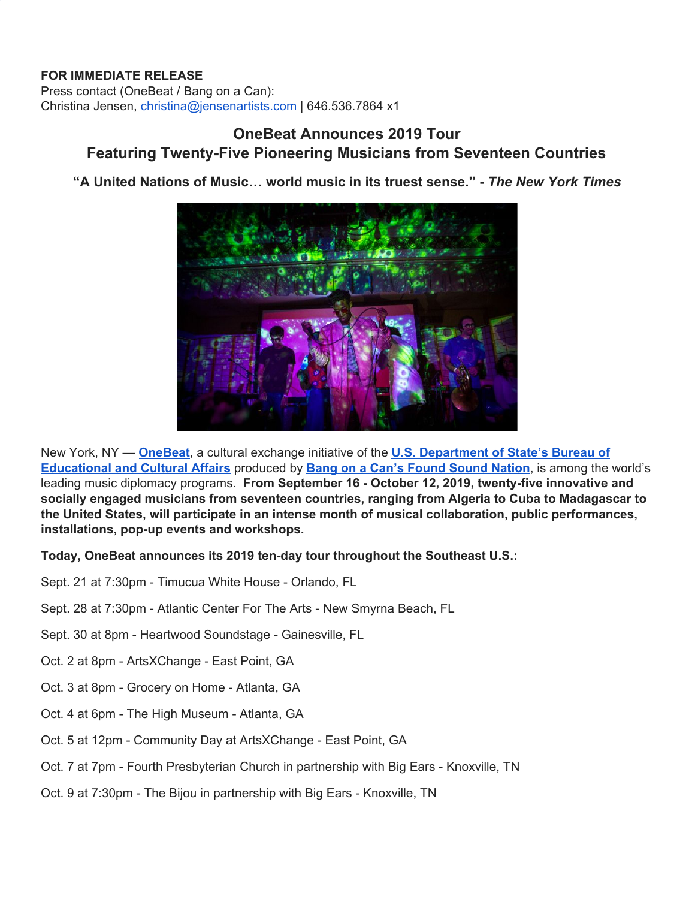**FOR IMMEDIATE RELEASE**
Press contact (OneBeat / Bang on a Can):
Christina Jensen, christina@jensenartists.com | 646.536.7864 x1

## OneBeat Announces 2019 Tour
## Featuring Twenty-Five Pioneering Musicians from Seventeen Countries

**"A United Nations of Music… world music in its truest sense." - *The New York Times***

New York, NY — **OneBeat**, a cultural exchange initiative of the **U.S. Department of State's Bureau of Educational and Cultural Affairs** produced by **Bang on a Can's Found Sound Nation**, is among the world's leading music diplomacy programs. **From September 16 - October 12, 2019, twenty-five innovative and socially engaged musicians from seventeen countries, ranging from Algeria to Cuba to Madagascar to the United States, will participate in an intense month of musical collaboration, public performances, installations, pop-up events and workshops.**

**Today, OneBeat announces its 2019 ten-day tour throughout the Southeast U.S.:**

Sept. 21 at 7:30pm - Timucua White House - Orlando, FL

Sept. 28 at 7:30pm - Atlantic Center For The Arts - New Smyrna Beach, FL

Sept. 30 at 8pm - Heartwood Soundstage - Gainesville, FL

Oct. 2 at 8pm - ArtsXChange - East Point, GA

Oct. 3 at 8pm - Grocery on Home - Atlanta, GA

Oct. 4 at 6pm - The High Museum - Atlanta, GA

Oct. 5 at 12pm - Community Day at ArtsXChange - East Point, GA

Oct. 7 at 7pm - Fourth Presbyterian Church in partnership with Big Ears - Knoxville, TN

Oct. 9 at 7:30pm - The Bijou in partnership with Big Ears - Knoxville, TN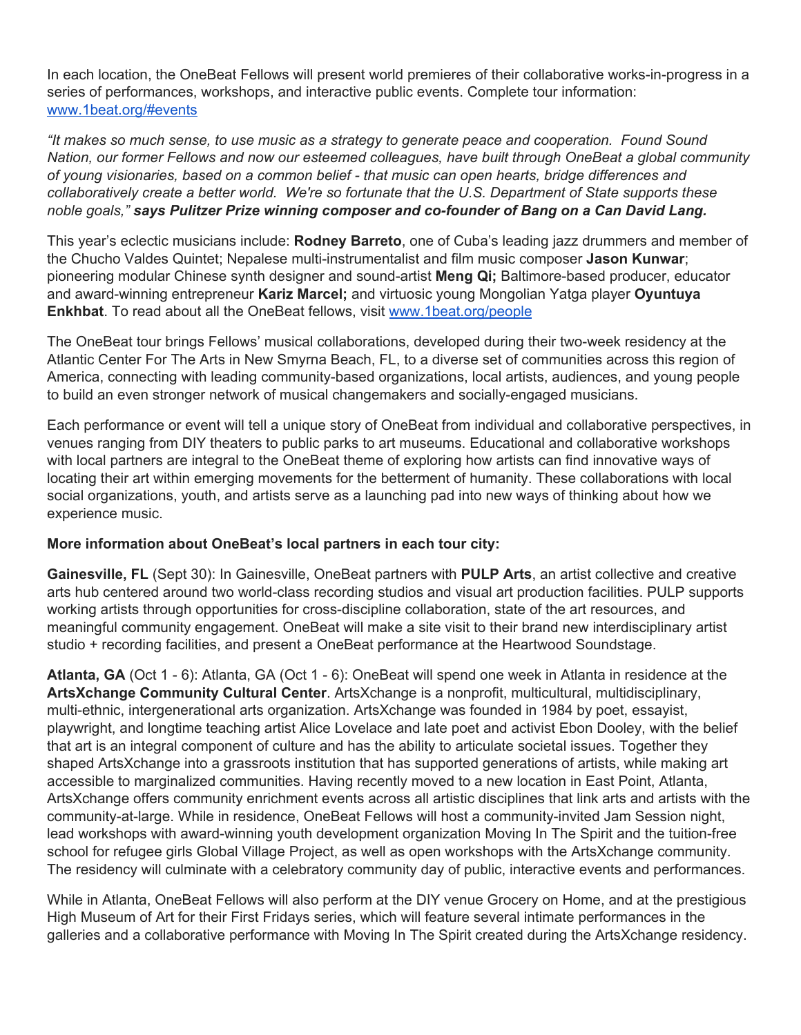In each location, the OneBeat Fellows will present world premieres of their collaborative works-in-progress in a series of performances, workshops, and interactive public events. Complete tour information: [www.1beat.org/#events](www.1beat.org/#events)

*"It makes so much sense, to use music as a strategy to generate peace and cooperation. Found Sound Nation, our former Fellows and now our esteemed colleagues, have built through OneBeat a global community of young visionaries, based on a common belief - that music can open hearts, bridge differences and collaboratively create a better world. We're so fortunate that the U.S. Department of State supports these noble goals,"* ***says Pulitzer Prize winning composer and co-founder of Bang on a Can David Lang.***

This year's eclectic musicians include: **Rodney Barreto**, one of Cuba's leading jazz drummers and member of the Chucho Valdes Quintet; Nepalese multi-instrumentalist and film music composer **Jason Kunwar**; pioneering modular Chinese synth designer and sound-artist **Meng Qi;** Baltimore-based producer, educator and award-winning entrepreneur **Kariz Marcel;** and virtuosic young Mongolian Yatga player **Oyuntuya Enkhbat**. To read about all the OneBeat fellows, visit [www.1beat.org/people](www.1beat.org/people)

The OneBeat tour brings Fellows' musical collaborations, developed during their two-week residency at the Atlantic Center For The Arts in New Smyrna Beach, FL, to a diverse set of communities across this region of America, connecting with leading community-based organizations, local artists, audiences, and young people to build an even stronger network of musical changemakers and socially-engaged musicians.

Each performance or event will tell a unique story of OneBeat from individual and collaborative perspectives, in venues ranging from DIY theaters to public parks to art museums. Educational and collaborative workshops with local partners are integral to the OneBeat theme of exploring how artists can find innovative ways of locating their art within emerging movements for the betterment of humanity. These collaborations with local social organizations, youth, and artists serve as a launching pad into new ways of thinking about how we experience music.

**More information about OneBeat's local partners in each tour city:**

**Gainesville, FL** (Sept 30): In Gainesville, OneBeat partners with **PULP Arts**, an artist collective and creative arts hub centered around two world-class recording studios and visual art production facilities. PULP supports working artists through opportunities for cross-discipline collaboration, state of the art resources, and meaningful community engagement. OneBeat will make a site visit to their brand new interdisciplinary artist studio + recording facilities, and present a OneBeat performance at the Heartwood Soundstage.

**Atlanta, GA** (Oct 1 - 6): Atlanta, GA (Oct 1 - 6): OneBeat will spend one week in Atlanta in residence at the **ArtsXchange Community Cultural Center**. ArtsXchange is a nonprofit, multicultural, multidisciplinary, multi-ethnic, intergenerational arts organization. ArtsXchange was founded in 1984 by poet, essayist, playwright, and longtime teaching artist Alice Lovelace and late poet and activist Ebon Dooley, with the belief that art is an integral component of culture and has the ability to articulate societal issues. Together they shaped ArtsXchange into a grassroots institution that has supported generations of artists, while making art accessible to marginalized communities. Having recently moved to a new location in East Point, Atlanta, ArtsXchange offers community enrichment events across all artistic disciplines that link arts and artists with the community-at-large. While in residence, OneBeat Fellows will host a community-invited Jam Session night, lead workshops with award-winning youth development organization Moving In The Spirit and the tuition-free school for refugee girls Global Village Project, as well as open workshops with the ArtsXchange community. The residency will culminate with a celebratory community day of public, interactive events and performances.

While in Atlanta, OneBeat Fellows will also perform at the DIY venue Grocery on Home, and at the prestigious High Museum of Art for their First Fridays series, which will feature several intimate performances in the galleries and a collaborative performance with Moving In The Spirit created during the ArtsXchange residency.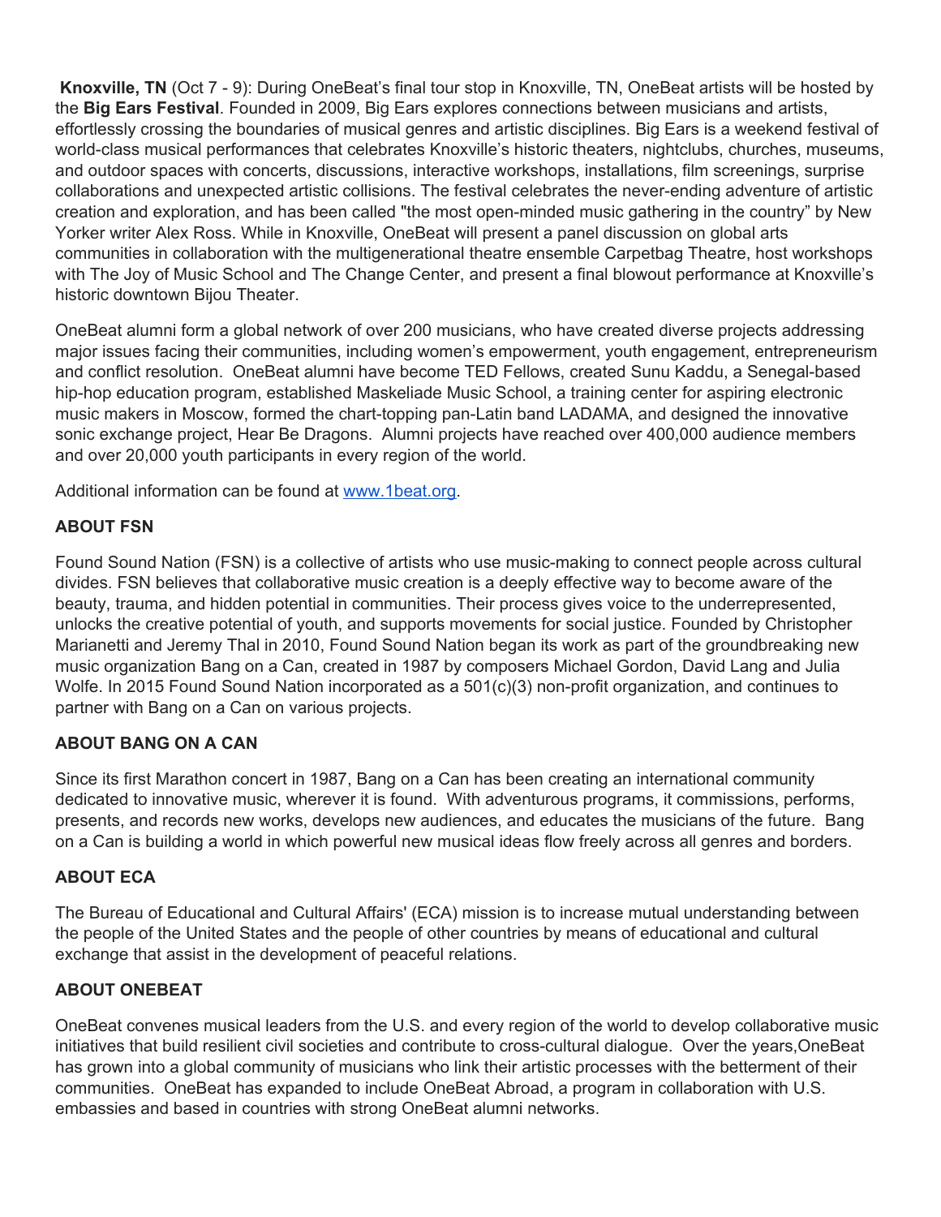**Knoxville, TN** (Oct 7 - 9): During OneBeat's final tour stop in Knoxville, TN, OneBeat artists will be hosted by the **Big Ears Festival**. Founded in 2009, Big Ears explores connections between musicians and artists, effortlessly crossing the boundaries of musical genres and artistic disciplines. Big Ears is a weekend festival of world-class musical performances that celebrates Knoxville's historic theaters, nightclubs, churches, museums, and outdoor spaces with concerts, discussions, interactive workshops, installations, film screenings, surprise collaborations and unexpected artistic collisions. The festival celebrates the never-ending adventure of artistic creation and exploration, and has been called "the most open-minded music gathering in the country" by New Yorker writer Alex Ross. While in Knoxville, OneBeat will present a panel discussion on global arts communities in collaboration with the multigenerational theatre ensemble Carpetbag Theatre, host workshops with The Joy of Music School and The Change Center, and present a final blowout performance at Knoxville's historic downtown Bijou Theater.

OneBeat alumni form a global network of over 200 musicians, who have created diverse projects addressing major issues facing their communities, including women's empowerment, youth engagement, entrepreneurism and conflict resolution. OneBeat alumni have become TED Fellows, created Sunu Kaddu, a Senegal-based hip-hop education program, established Maskeliade Music School, a training center for aspiring electronic music makers in Moscow, formed the chart-topping pan-Latin band LADAMA, and designed the innovative sonic exchange project, Hear Be Dragons. Alumni projects have reached over 400,000 audience members and over 20,000 youth participants in every region of the world.

Additional information can be found at [www.1beat.org](http://www.1beat.org).

**ABOUT FSN**

Found Sound Nation (FSN) is a collective of artists who use music-making to connect people across cultural divides. FSN believes that collaborative music creation is a deeply effective way to become aware of the beauty, trauma, and hidden potential in communities. Their process gives voice to the underrepresented, unlocks the creative potential of youth, and supports movements for social justice. Founded by Christopher Marianetti and Jeremy Thal in 2010, Found Sound Nation began its work as part of the groundbreaking new music organization Bang on a Can, created in 1987 by composers Michael Gordon, David Lang and Julia Wolfe. In 2015 Found Sound Nation incorporated as a 501(c)(3) non-profit organization, and continues to partner with Bang on a Can on various projects.

**ABOUT BANG ON A CAN**

Since its first Marathon concert in 1987, Bang on a Can has been creating an international community dedicated to innovative music, wherever it is found. With adventurous programs, it commissions, performs, presents, and records new works, develops new audiences, and educates the musicians of the future. Bang on a Can is building a world in which powerful new musical ideas flow freely across all genres and borders.

**ABOUT ECA**

The Bureau of Educational and Cultural Affairs' (ECA) mission is to increase mutual understanding between the people of the United States and the people of other countries by means of educational and cultural exchange that assist in the development of peaceful relations.

**ABOUT ONEBEAT**

OneBeat convenes musical leaders from the U.S. and every region of the world to develop collaborative music initiatives that build resilient civil societies and contribute to cross-cultural dialogue. Over the years,OneBeat has grown into a global community of musicians who link their artistic processes with the betterment of their communities. OneBeat has expanded to include OneBeat Abroad, a program in collaboration with U.S. embassies and based in countries with strong OneBeat alumni networks.